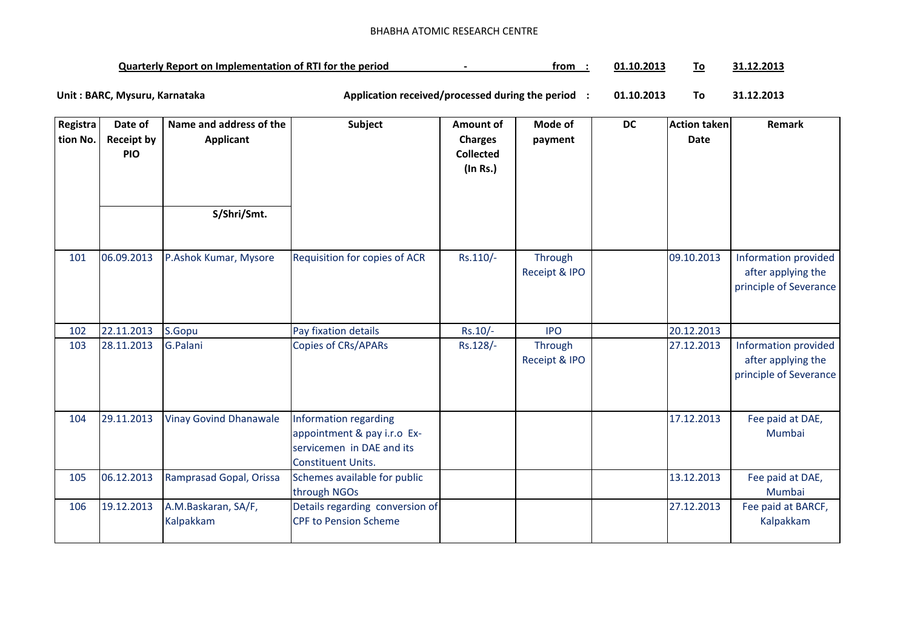BHABHA ATOMIC RESEARCH CENTRE

**Quarterly Report on Implementation of RTI for the period - from : 01.10.2013 To 31.12.2013**

**Unit : BARC, Mysuru, Karnataka** **Application received/processed during the period : 01.10.2013 To 31.12.2013**

| Registration No. | Date of Receipt by PIO | Name and address of the Applicant S/Shri/Smt. | Subject | Amount of Charges Collected (In Rs.) | Mode of payment | DC | Action taken Date | Remark |
|---|---|---|---|---|---|---|---|---|
| 101 | 06.09.2013 | P.Ashok Kumar, Mysore | Requisition for copies of ACR | Rs.110/- | Through Receipt & IPO | | 09.10.2013 | Information provided after applying the principle of Severance |
| 102 | 22.11.2013 | S.Gopu | Pay fixation details | Rs.10/- | IPO | | 20.12.2013 | |
| 103 | 28.11.2013 | G.Palani | Copies of CRs/APARs | Rs.128/- | Through Receipt & IPO | | 27.12.2013 | Information provided after applying the principle of Severance |
| 104 | 29.11.2013 | Vinay Govind Dhanawale | Information regarding appointment & pay i.r.o Ex-servicemen in DAE and its Constituent Units. | | | | 17.12.2013 | Fee paid at DAE, Mumbai |
| 105 | 06.12.2013 | Ramprasad Gopal, Orissa | Schemes available for public through NGOs | | | | 13.12.2013 | Fee paid at DAE, Mumbai |
| 106 | 19.12.2013 | A.M.Baskaran, SA/F, Kalpakkam | Details regarding conversion of CPF to Pension Scheme | | | | 27.12.2013 | Fee paid at BARCF, Kalpakkam |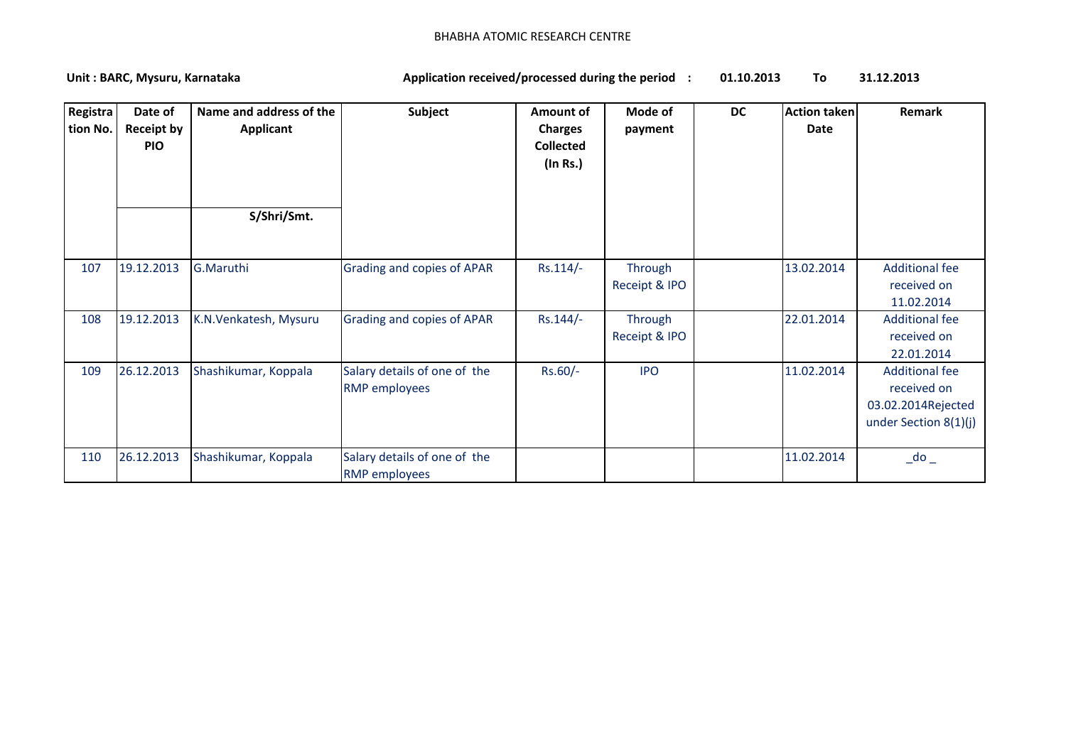BHABHA ATOMIC RESEARCH CENTRE

**Unit : BARC, Mysuru, Karnataka** **Application received/processed during the period : 01.10.2013 To 31.12.2013**

| Registration No. | Date of Receipt by PIO | Name and address of the Applicant S/Shri/Smt. | Subject | Amount of Charges Collected (In Rs.) | Mode of payment | DC | Action taken Date | Remark |
|---|---|---|---|---|---|---|---|---|
| 107 | 19.12.2013 | G.Maruthi | Grading and copies of APAR | Rs.114/- | Through Receipt & IPO | | 13.02.2014 | Additional fee received on 11.02.2014 |
| 108 | 19.12.2013 | K.N.Venkatesh, Mysuru | Grading and copies of APAR | Rs.144/- | Through Receipt & IPO | | 22.01.2014 | Additional fee received on 22.01.2014 |
| 109 | 26.12.2013 | Shashikumar, Koppala | Salary details of one of the RMP employees | Rs.60/- | IPO | | 11.02.2014 | Additional fee received on 03.02.2014Rejected under Section 8(1)(j) |
| 110 | 26.12.2013 | Shashikumar, Koppala | Salary details of one of the RMP employees | | | | 11.02.2014 | _do _ |